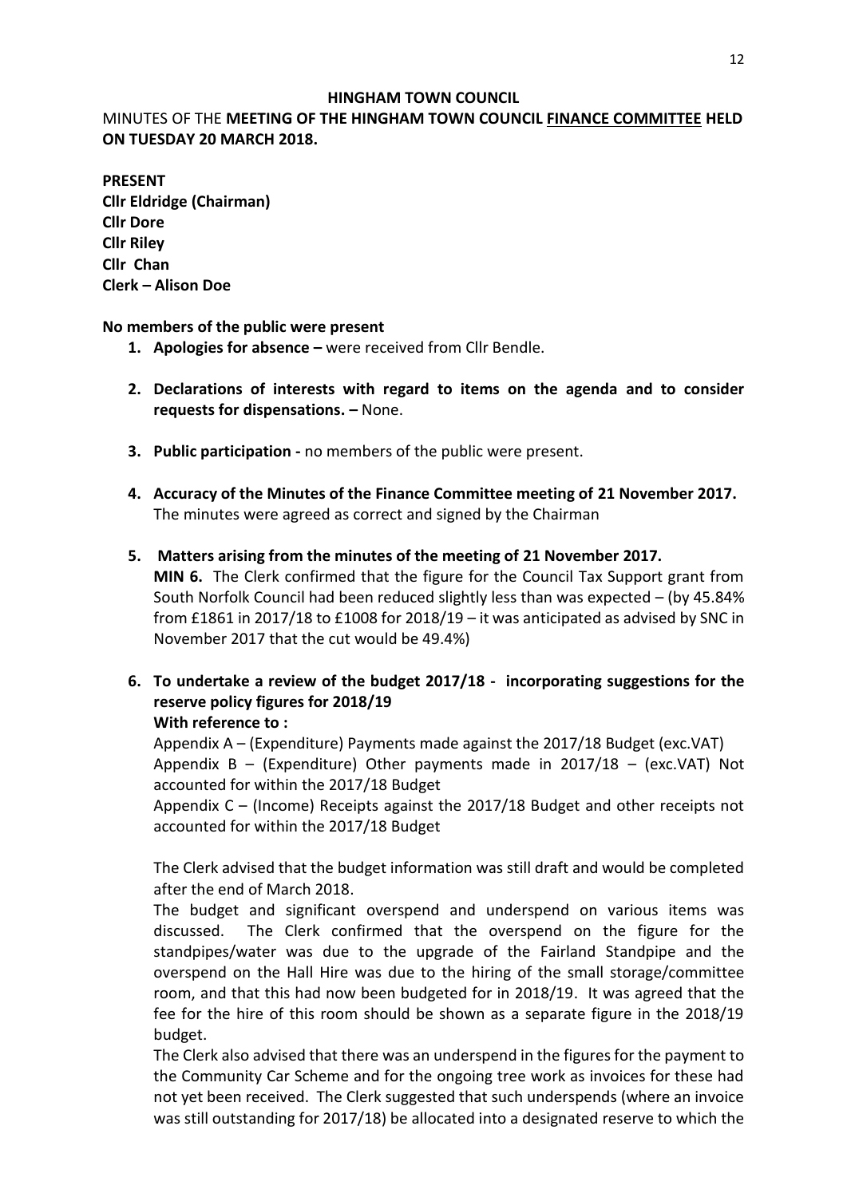# HINGHAM TOWN COUNCIL

MINUTES OF THE **MEETING OF THE HINGHAM TOWN COUNCIL FINANCE COMMITTEE HELD ON TUESDAY 20 MARCH 2018.**

**PRESENT**
**Cllr Eldridge (Chairman)**
**Cllr Dore**
**Cllr Riley**
**Cllr Chan**
**Clerk – Alison Doe**

**No members of the public were present**

1. **Apologies for absence –** were received from Cllr Bendle.

2. **Declarations of interests with regard to items on the agenda and to consider requests for dispensations. –** None.

3. **Public participation -** no members of the public were present.

4. **Accuracy of the Minutes of the Finance Committee meeting of 21 November 2017.**
   The minutes were agreed as correct and signed by the Chairman

5. **Matters arising from the minutes of the meeting of 21 November 2017.**
   **MIN 6.** The Clerk confirmed that the figure for the Council Tax Support grant from South Norfolk Council had been reduced slightly less than was expected – (by 45.84% from £1861 in 2017/18 to £1008 for 2018/19 – it was anticipated as advised by SNC in November 2017 that the cut would be 49.4%)

6. **To undertake a review of the budget 2017/18 - incorporating suggestions for the reserve policy figures for 2018/19**
   **With reference to :**
   Appendix A – (Expenditure) Payments made against the 2017/18 Budget (exc.VAT)
   Appendix B – (Expenditure) Other payments made in 2017/18 – (exc.VAT) Not accounted for within the 2017/18 Budget
   Appendix C – (Income) Receipts against the 2017/18 Budget and other receipts not accounted for within the 2017/18 Budget

   The Clerk advised that the budget information was still draft and would be completed after the end of March 2018.
   The budget and significant overspend and underspend on various items was discussed. The Clerk confirmed that the overspend on the figure for the standpipes/water was due to the upgrade of the Fairland Standpipe and the overspend on the Hall Hire was due to the hiring of the small storage/committee room, and that this had now been budgeted for in 2018/19. It was agreed that the fee for the hire of this room should be shown as a separate figure in the 2018/19 budget.
   The Clerk also advised that there was an underspend in the figures for the payment to the Community Car Scheme and for the ongoing tree work as invoices for these had not yet been received. The Clerk suggested that such underspends (where an invoice was still outstanding for 2017/18) be allocated into a designated reserve to which the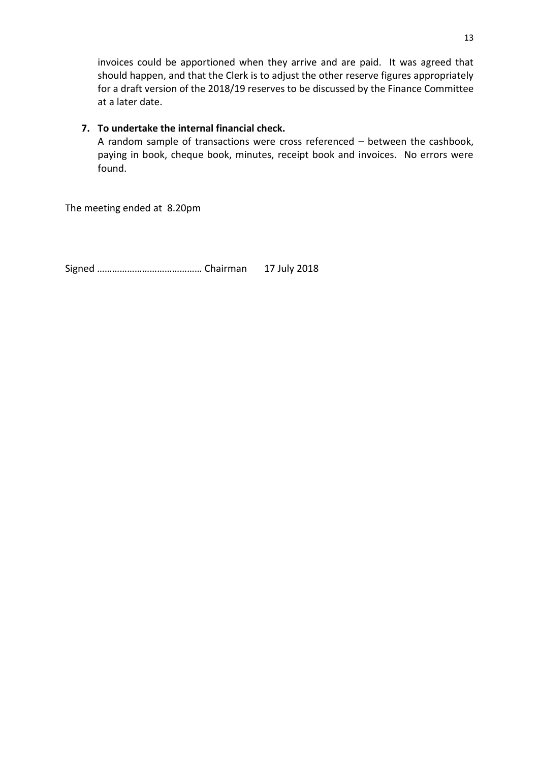invoices could be apportioned when they arrive and are paid. It was agreed that should happen, and that the Clerk is to adjust the other reserve figures appropriately for a draft version of the 2018/19 reserves to be discussed by the Finance Committee at a later date.

7. **To undertake the internal financial check.**
   A random sample of transactions were cross referenced – between the cashbook, paying in book, cheque book, minutes, receipt book and invoices. No errors were found.

The meeting ended at 8.20pm

Signed …………………………………… Chairman 17 July 2018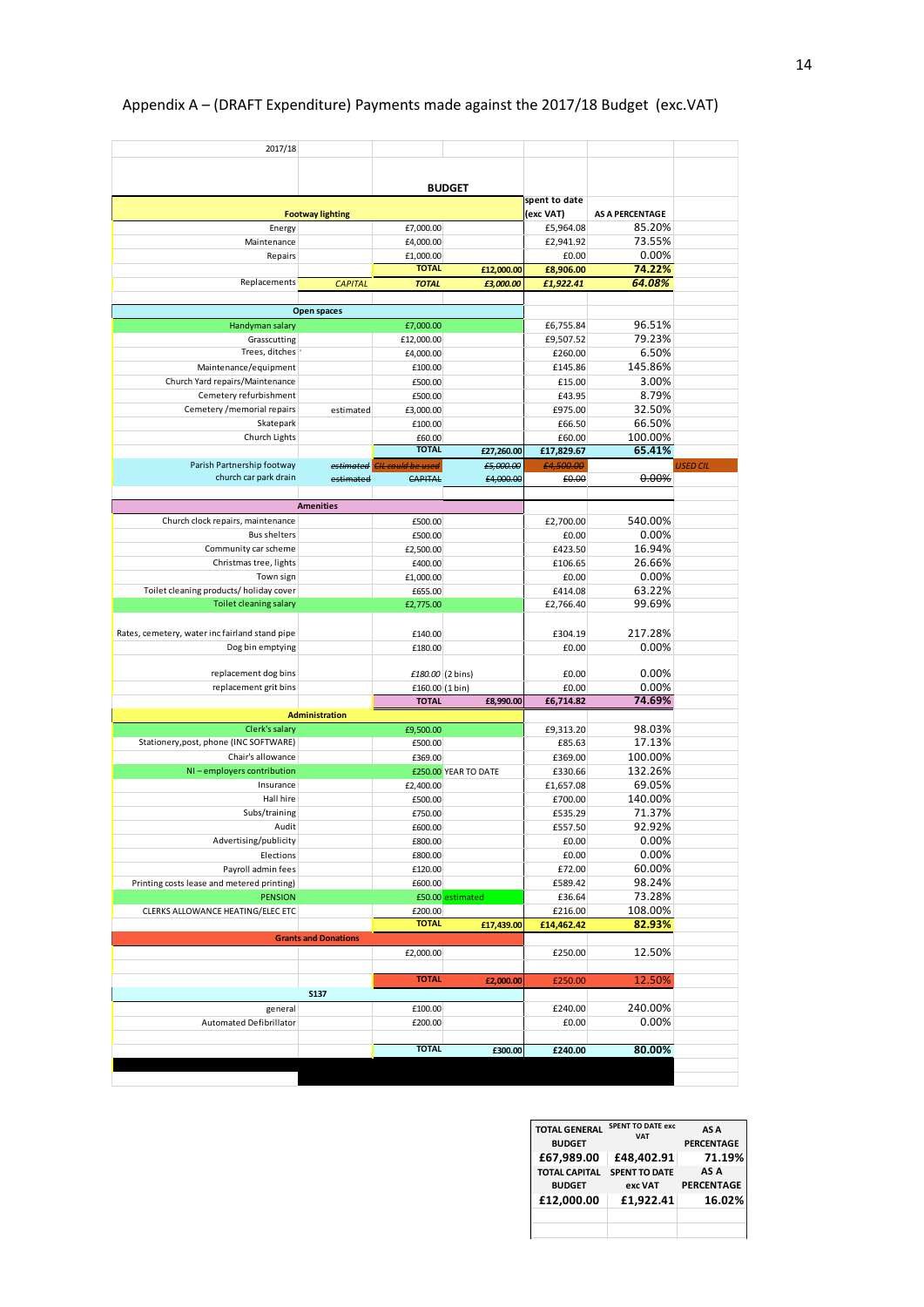Appendix A – (DRAFT Expenditure) Payments made against the 2017/18 Budget (exc.VAT)

| 2017/18 | | | | | | |
|---|---|---|---|---|---|---|
| | | **BUDGET** | | | | |
| **Footway lighting** | | | | spent to date (exc VAT) | AS A PERCENTAGE | |
| Energy | | £7,000.00 | | £5,964.08 | 85.20% | |
| Maintenance | | £4,000.00 | | £2,941.92 | 73.55% | |
| Repairs | | £1,000.00 | | £0.00 | 0.00% | |
| | | **TOTAL** | **£12,000.00** | **£8,906.00** | **74.22%** | |
| Replacements | *CAPITAL* | ***TOTAL*** | ***£3,000.00*** | ***£1,922.41*** | ***64.08%*** | |
| **Open spaces** | | | | | | |
| Handyman salary | | £7,000.00 | | £6,755.84 | 96.51% | |
| Grasscutting | | £12,000.00 | | £9,507.52 | 79.23% | |
| Trees, ditches | | £4,000.00 | | £260.00 | 6.50% | |
| Maintenance/equipment | | £100.00 | | £145.86 | 145.86% | |
| Church Yard repairs/Maintenance | | £500.00 | | £15.00 | 3.00% | |
| Cemetery refurbishment | | £500.00 | | £43.95 | 8.79% | |
| Cemetery /memorial repairs | estimated | £3,000.00 | | £975.00 | 32.50% | |
| Skatepark | | £100.00 | | £66.50 | 66.50% | |
| Church Lights | | £60.00 | | £60.00 | 100.00% | |
| | | **TOTAL** | **£27,260.00** | **£17,829.67** | **65.41%** | |
| Parish Partnership footway | ~~*estimated*~~ | ~~*CIL could be used*~~ | ~~*£5,000.00*~~ | ~~*£4,500.00*~~ | | *USED CIL* |
| church car park drain | ~~*estimated*~~ | ~~*CAPITAL*~~ | ~~*£4,000.00*~~ | ~~£0.00~~ | ~~0.00%~~ | |
| **Amenities** | | | | | | |
| Church clock repairs, maintenance | | £500.00 | | £2,700.00 | 540.00% | |
| Bus shelters | | £500.00 | | £0.00 | 0.00% | |
| Community car scheme | | £2,500.00 | | £423.50 | 16.94% | |
| Christmas tree, lights | | £400.00 | | £106.65 | 26.66% | |
| Town sign | | £1,000.00 | | £0.00 | 0.00% | |
| Toilet cleaning products/ holiday cover | | £655.00 | | £414.08 | 63.22% | |
| Toilet cleaning salary | | £2,775.00 | | £2,766.40 | 99.69% | |
| Rates, cemetery, water inc fairland stand pipe | | £140.00 | | £304.19 | 217.28% | |
| Dog bin emptying | | £180.00 | | £0.00 | 0.00% | |
| replacement dog bins | | *£180.00* | (2 bins) | £0.00 | 0.00% | |
| replacement grit bins | | £160.00 | (1 bin) | £0.00 | 0.00% | |
| | | **TOTAL** | **£8,990.00** | **£6,714.82** | **74.69%** | |
| **Administration** | | | | | | |
| Clerk's salary | | £9,500.00 | | £9,313.20 | 98.03% | |
| Stationery,post, phone (INC SOFTWARE) | | £500.00 | | £85.63 | 17.13% | |
| Chair's allowance | | £369.00 | | £369.00 | 100.00% | |
| NI – employers contribution | | £250.00 | YEAR TO DATE | £330.66 | 132.26% | |
| Insurance | | £2,400.00 | | £1,657.08 | 69.05% | |
| Hall hire | | £500.00 | | £700.00 | 140.00% | |
| Subs/training | | £750.00 | | £535.29 | 71.37% | |
| Audit | | £600.00 | | £557.50 | 92.92% | |
| Advertising/publicity | | £800.00 | | £0.00 | 0.00% | |
| Elections | | £800.00 | | £0.00 | 0.00% | |
| Payroll admin fees | | £120.00 | | £72.00 | 60.00% | |
| Printing costs lease and metered printing) | | £600.00 | | £589.42 | 98.24% | |
| PENSION | | £50.00 | estimated | £36.64 | 73.28% | |
| CLERKS ALLOWANCE HEATING/ELEC ETC | | £200.00 | | £216.00 | 108.00% | |
| | | **TOTAL** | **£17,439.00** | **£14,462.42** | **82.93%** | |
| **Grants and Donations** | | | | | | |
| | | £2,000.00 | | £250.00 | 12.50% | |
| | | **TOTAL** | **£2,000.00** | £250.00 | 12.50% | |
| **S137** | | | | | | |
| general | | £100.00 | | £240.00 | 240.00% | |
| Automated Defibrillator | | £200.00 | | £0.00 | 0.00% | |
| | | **TOTAL** | **£300.00** | **£240.00** | **80.00%** | |

| TOTAL GENERAL BUDGET | SPENT TO DATE exc VAT | AS A PERCENTAGE |
|---|---|---|
| **£67,989.00** | **£48,402.91** | **71.19%** |
| **TOTAL CAPITAL BUDGET** | **SPENT TO DATE exc VAT** | **AS A PERCENTAGE** |
| **£12,000.00** | **£1,922.41** | **16.02%** |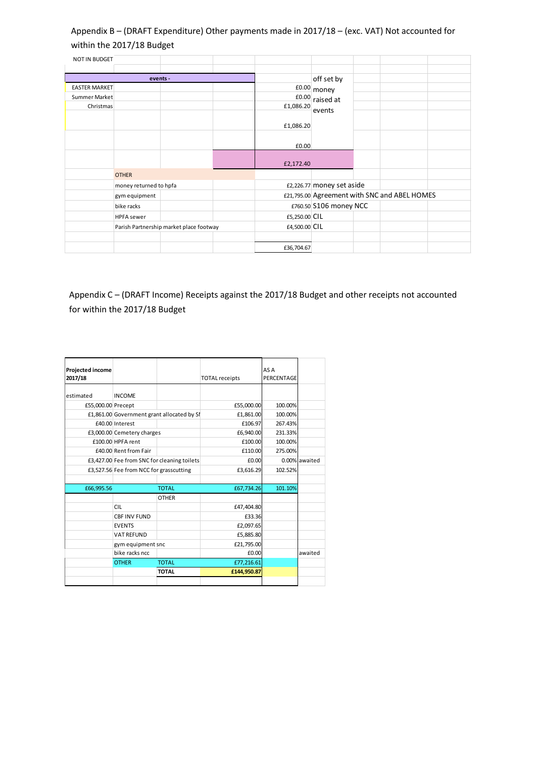Appendix B – (DRAFT Expenditure) Other payments made in 2017/18 – (exc. VAT) Not accounted for within the 2017/18 Budget

| | | | | | |
|---|---|---|---|---|---|
| NOT IN BUDGET | | | | | |
| | events - | | | | |
| EASTER MARKET | | | | £0.00 | off set by money raised at events |
| Summer Market | | | | £0.00 | |
| Christmas | | | | £1,086.20 | |
| | | | | £1,086.20 | |
| | | | | £0.00 | |
| | | | | £2,172.40 | |
| | OTHER | | | | |
| | money returned to hpfa | | | £2,226.77 | money set aside |
| | gym equipment | | | £21,795.00 | Agreement with SNC and ABEL HOMES |
| | bike racks | | | £760.50 | S106 money NCC |
| | HPFA sewer | | | £5,250.00 | CIL |
| | Parish Partnership market place footway | | | £4,500.00 | CIL |
| | | | | £36,704.67 | |

Appendix C – (DRAFT Income) Receipts against the 2017/18 Budget and other receipts not accounted for within the 2017/18 Budget

| **Projected income 2017/18** | | | TOTAL receipts | AS A PERCENTAGE | |
|---|---|---|---|---|---|
| estimated | INCOME | | | | |
| £55,000.00 | Precept | | £55,000.00 | 100.00% | |
| £1,861.00 | Government grant allocated by SI | | £1,861.00 | 100.00% | |
| £40.00 | Interest | | £106.97 | 267.43% | |
| £3,000.00 | Cemetery charges | | £6,940.00 | 231.33% | |
| £100.00 | HPFA rent | | £100.00 | 100.00% | |
| £40.00 | Rent from Fair | | £110.00 | 275.00% | |
| £3,427.00 | Fee from SNC for cleaning toilets | | £0.00 | 0.00% | awaited |
| £3,527.56 | Fee from NCC for grasscutting | | £3,616.29 | 102.52% | |
| | | | | | |
| £66,995.56 | | TOTAL | £67,734.26 | 101.10% | |
| | | OTHER | | | |
| | CIL | | £47,404.80 | | |
| | CBF INV FUND | | £33.36 | | |
| | EVENTS | | £2,097.65 | | |
| | VAT REFUND | | £5,885.80 | | |
| | gym equipment snc | | £21,795.00 | | |
| | bike racks ncc | | £0.00 | | awaited |
| | OTHER | TOTAL | £77,216.61 | | |
| | | **TOTAL** | **£144,950.87** | | |